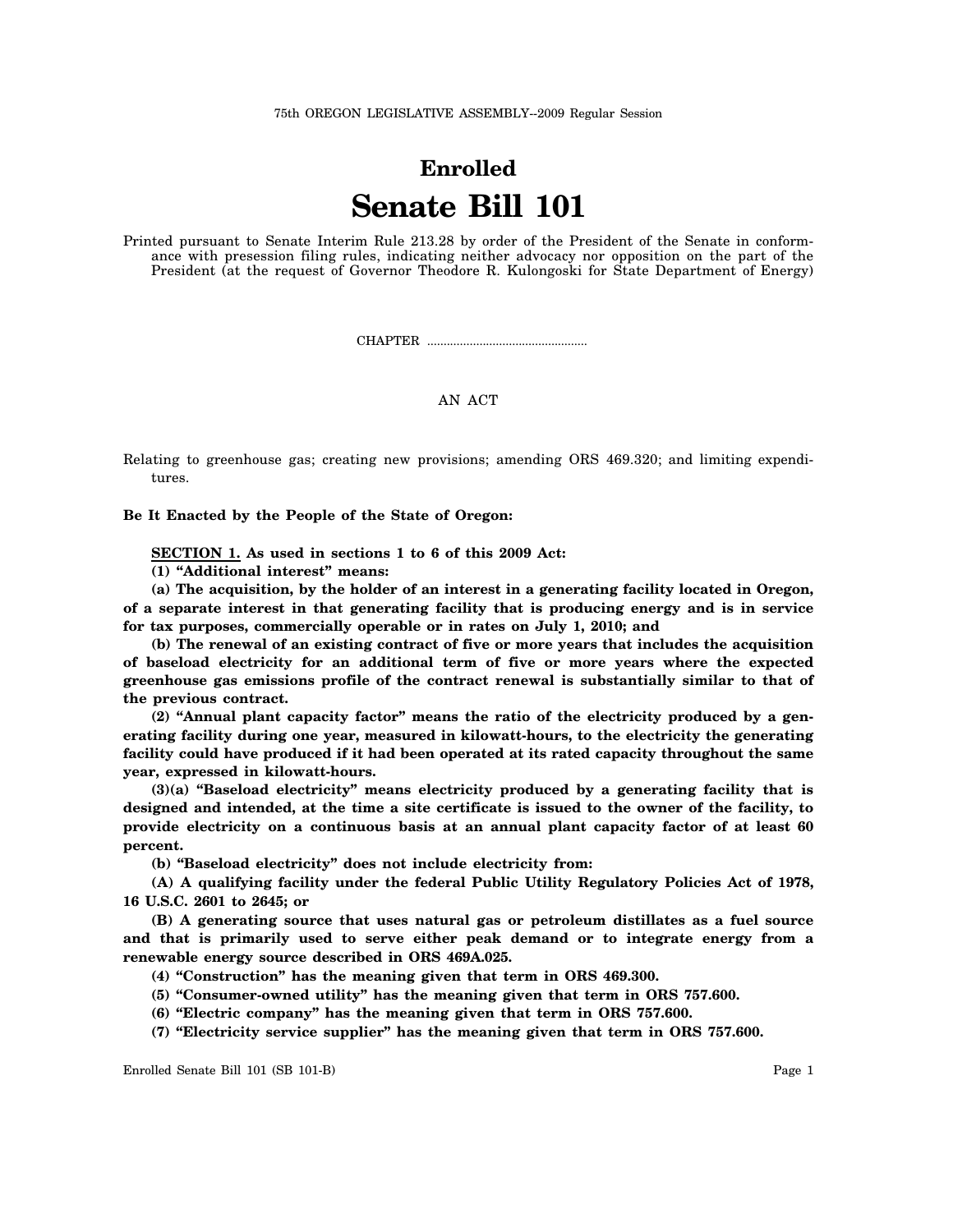75th OREGON LEGISLATIVE ASSEMBLY--2009 Regular Session

# Enrolled

# Senate Bill 101

Printed pursuant to Senate Interim Rule 213.28 by order of the President of the Senate in conformance with presession filing rules, indicating neither advocacy nor opposition on the part of the President (at the request of Governor Theodore R. Kulongoski for State Department of Energy)

CHAPTER ................................................

AN ACT

Relating to greenhouse gas; creating new provisions; amending ORS 469.320; and limiting expenditures.

**Be It Enacted by the People of the State of Oregon:**

**SECTION 1. As used in sections 1 to 6 of this 2009 Act:**

**(1) "Additional interest" means:**

**(a) The acquisition, by the holder of an interest in a generating facility located in Oregon, of a separate interest in that generating facility that is producing energy and is in service for tax purposes, commercially operable or in rates on July 1, 2010; and**

**(b) The renewal of an existing contract of five or more years that includes the acquisition of baseload electricity for an additional term of five or more years where the expected greenhouse gas emissions profile of the contract renewal is substantially similar to that of the previous contract.**

**(2) "Annual plant capacity factor" means the ratio of the electricity produced by a generating facility during one year, measured in kilowatt-hours, to the electricity the generating facility could have produced if it had been operated at its rated capacity throughout the same year, expressed in kilowatt-hours.**

**(3)(a) "Baseload electricity" means electricity produced by a generating facility that is designed and intended, at the time a site certificate is issued to the owner of the facility, to provide electricity on a continuous basis at an annual plant capacity factor of at least 60 percent.**

**(b) "Baseload electricity" does not include electricity from:**

**(A) A qualifying facility under the federal Public Utility Regulatory Policies Act of 1978, 16 U.S.C. 2601 to 2645; or**

**(B) A generating source that uses natural gas or petroleum distillates as a fuel source and that is primarily used to serve either peak demand or to integrate energy from a renewable energy source described in ORS 469A.025.**

**(4) "Construction" has the meaning given that term in ORS 469.300.**

**(5) "Consumer-owned utility" has the meaning given that term in ORS 757.600.**

**(6) "Electric company" has the meaning given that term in ORS 757.600.**

**(7) "Electricity service supplier" has the meaning given that term in ORS 757.600.**

Enrolled Senate Bill 101 (SB 101-B)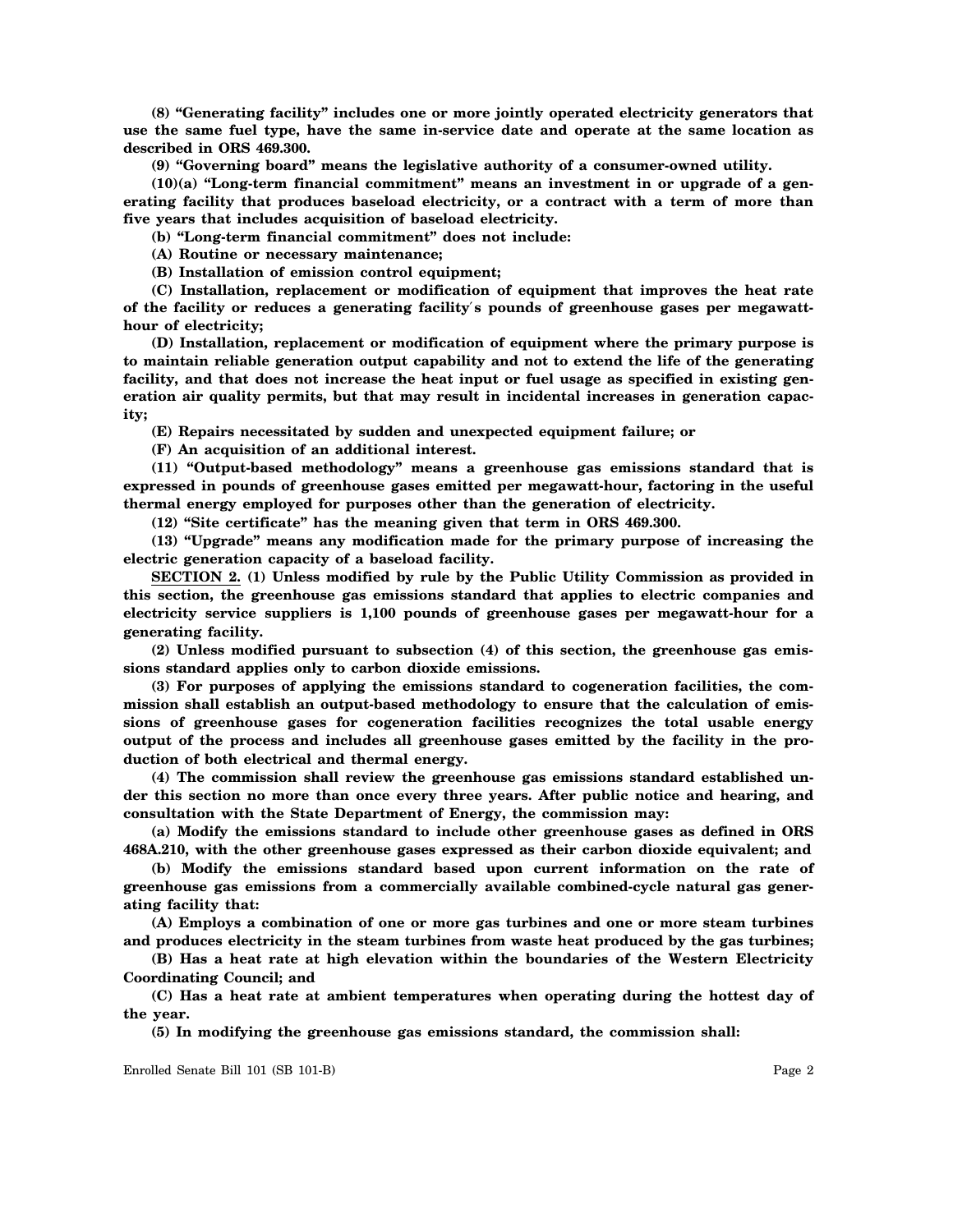**(8) "Generating facility" includes one or more jointly operated electricity generators that use the same fuel type, have the same in-service date and operate at the same location as described in ORS 469.300.**

**(9) "Governing board" means the legislative authority of a consumer-owned utility.**

**(10)(a) "Long-term financial commitment" means an investment in or upgrade of a generating facility that produces baseload electricity, or a contract with a term of more than five years that includes acquisition of baseload electricity.**

**(b) "Long-term financial commitment" does not include:**

**(A) Routine or necessary maintenance;**

**(B) Installation of emission control equipment;**

**(C) Installation, replacement or modification of equipment that improves the heat rate of the facility or reduces a generating facility's pounds of greenhouse gases per megawatt-hour of electricity;**

**(D) Installation, replacement or modification of equipment where the primary purpose is to maintain reliable generation output capability and not to extend the life of the generating facility, and that does not increase the heat input or fuel usage as specified in existing generation air quality permits, but that may result in incidental increases in generation capacity;**

**(E) Repairs necessitated by sudden and unexpected equipment failure; or**

**(F) An acquisition of an additional interest.**

**(11) "Output-based methodology" means a greenhouse gas emissions standard that is expressed in pounds of greenhouse gases emitted per megawatt-hour, factoring in the useful thermal energy employed for purposes other than the generation of electricity.**

**(12) "Site certificate" has the meaning given that term in ORS 469.300.**

**(13) "Upgrade" means any modification made for the primary purpose of increasing the electric generation capacity of a baseload facility.**

**SECTION 2. (1) Unless modified by rule by the Public Utility Commission as provided in this section, the greenhouse gas emissions standard that applies to electric companies and electricity service suppliers is 1,100 pounds of greenhouse gases per megawatt-hour for a generating facility.**

**(2) Unless modified pursuant to subsection (4) of this section, the greenhouse gas emissions standard applies only to carbon dioxide emissions.**

**(3) For purposes of applying the emissions standard to cogeneration facilities, the commission shall establish an output-based methodology to ensure that the calculation of emissions of greenhouse gases for cogeneration facilities recognizes the total usable energy output of the process and includes all greenhouse gases emitted by the facility in the production of both electrical and thermal energy.**

**(4) The commission shall review the greenhouse gas emissions standard established under this section no more than once every three years. After public notice and hearing, and consultation with the State Department of Energy, the commission may:**

**(a) Modify the emissions standard to include other greenhouse gases as defined in ORS 468A.210, with the other greenhouse gases expressed as their carbon dioxide equivalent; and**

**(b) Modify the emissions standard based upon current information on the rate of greenhouse gas emissions from a commercially available combined-cycle natural gas generating facility that:**

**(A) Employs a combination of one or more gas turbines and one or more steam turbines and produces electricity in the steam turbines from waste heat produced by the gas turbines;**

**(B) Has a heat rate at high elevation within the boundaries of the Western Electricity Coordinating Council; and**

**(C) Has a heat rate at ambient temperatures when operating during the hottest day of the year.**

**(5) In modifying the greenhouse gas emissions standard, the commission shall:**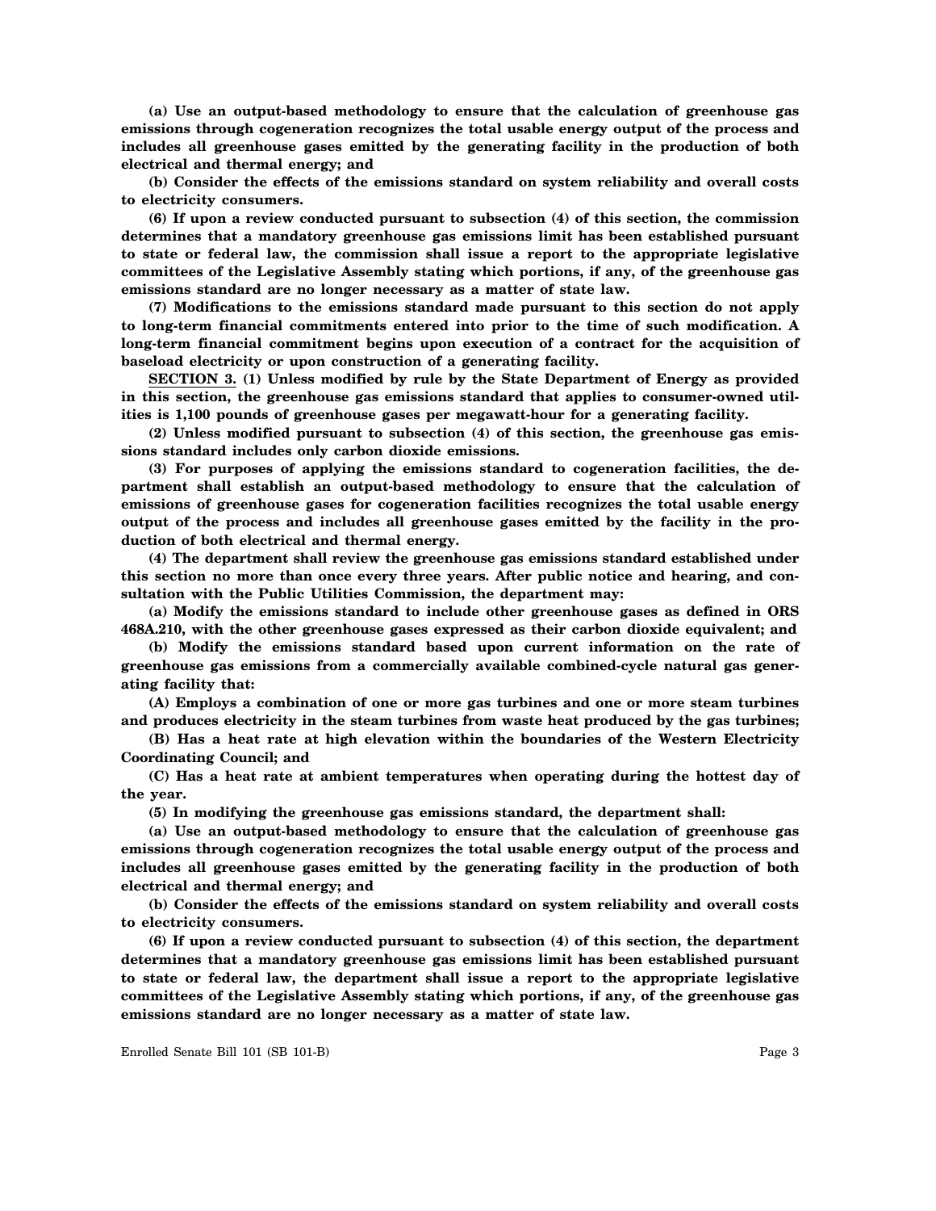**(a) Use an output-based methodology to ensure that the calculation of greenhouse gas emissions through cogeneration recognizes the total usable energy output of the process and includes all greenhouse gases emitted by the generating facility in the production of both electrical and thermal energy; and**

**(b) Consider the effects of the emissions standard on system reliability and overall costs to electricity consumers.**

**(6) If upon a review conducted pursuant to subsection (4) of this section, the commission determines that a mandatory greenhouse gas emissions limit has been established pursuant to state or federal law, the commission shall issue a report to the appropriate legislative committees of the Legislative Assembly stating which portions, if any, of the greenhouse gas emissions standard are no longer necessary as a matter of state law.**

**(7) Modifications to the emissions standard made pursuant to this section do not apply to long-term financial commitments entered into prior to the time of such modification. A long-term financial commitment begins upon execution of a contract for the acquisition of baseload electricity or upon construction of a generating facility.**

**SECTION 3. (1) Unless modified by rule by the State Department of Energy as provided in this section, the greenhouse gas emissions standard that applies to consumer-owned utilities is 1,100 pounds of greenhouse gases per megawatt-hour for a generating facility.**

**(2) Unless modified pursuant to subsection (4) of this section, the greenhouse gas emissions standard includes only carbon dioxide emissions.**

**(3) For purposes of applying the emissions standard to cogeneration facilities, the department shall establish an output-based methodology to ensure that the calculation of emissions of greenhouse gases for cogeneration facilities recognizes the total usable energy output of the process and includes all greenhouse gases emitted by the facility in the production of both electrical and thermal energy.**

**(4) The department shall review the greenhouse gas emissions standard established under this section no more than once every three years. After public notice and hearing, and consultation with the Public Utilities Commission, the department may:**

**(a) Modify the emissions standard to include other greenhouse gases as defined in ORS 468A.210, with the other greenhouse gases expressed as their carbon dioxide equivalent; and**

**(b) Modify the emissions standard based upon current information on the rate of greenhouse gas emissions from a commercially available combined-cycle natural gas generating facility that:**

**(A) Employs a combination of one or more gas turbines and one or more steam turbines and produces electricity in the steam turbines from waste heat produced by the gas turbines;**

**(B) Has a heat rate at high elevation within the boundaries of the Western Electricity Coordinating Council; and**

**(C) Has a heat rate at ambient temperatures when operating during the hottest day of the year.**

**(5) In modifying the greenhouse gas emissions standard, the department shall:**

**(a) Use an output-based methodology to ensure that the calculation of greenhouse gas emissions through cogeneration recognizes the total usable energy output of the process and includes all greenhouse gases emitted by the generating facility in the production of both electrical and thermal energy; and**

**(b) Consider the effects of the emissions standard on system reliability and overall costs to electricity consumers.**

**(6) If upon a review conducted pursuant to subsection (4) of this section, the department determines that a mandatory greenhouse gas emissions limit has been established pursuant to state or federal law, the department shall issue a report to the appropriate legislative committees of the Legislative Assembly stating which portions, if any, of the greenhouse gas emissions standard are no longer necessary as a matter of state law.**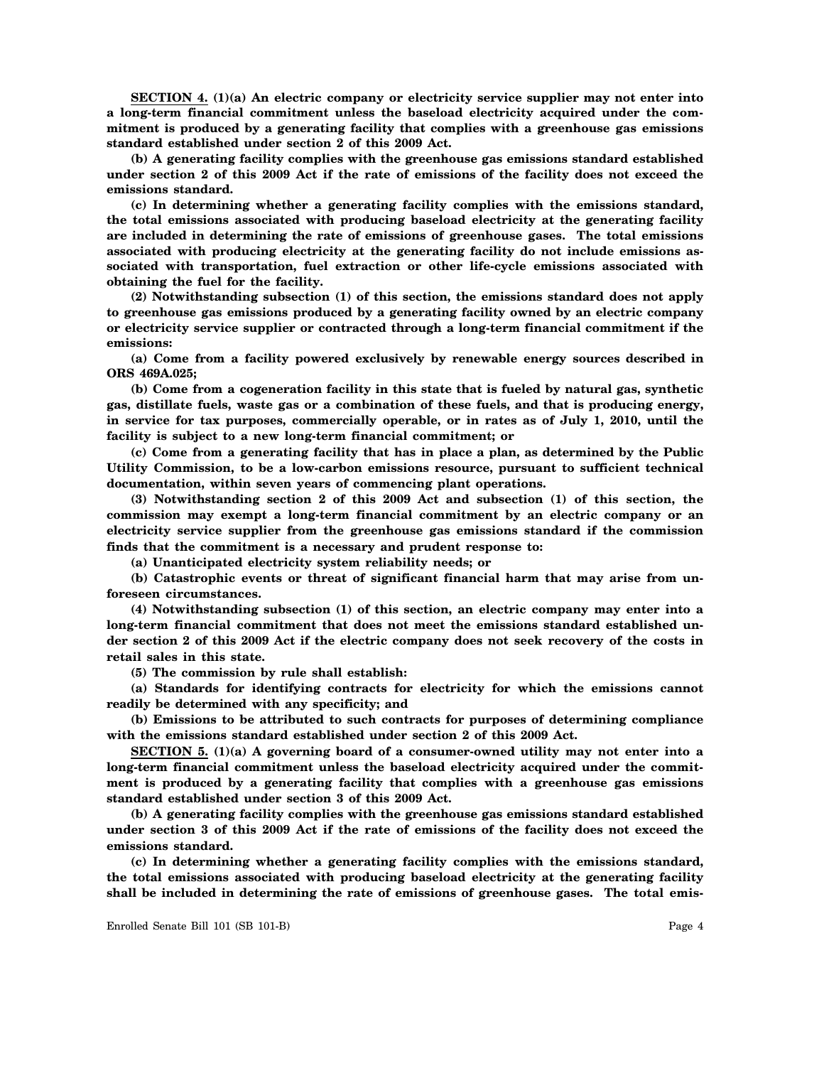**SECTION 4. (1)(a) An electric company or electricity service supplier may not enter into a long-term financial commitment unless the baseload electricity acquired under the commitment is produced by a generating facility that complies with a greenhouse gas emissions standard established under section 2 of this 2009 Act.**

**(b) A generating facility complies with the greenhouse gas emissions standard established under section 2 of this 2009 Act if the rate of emissions of the facility does not exceed the emissions standard.**

**(c) In determining whether a generating facility complies with the emissions standard, the total emissions associated with producing baseload electricity at the generating facility are included in determining the rate of emissions of greenhouse gases. The total emissions associated with producing electricity at the generating facility do not include emissions associated with transportation, fuel extraction or other life-cycle emissions associated with obtaining the fuel for the facility.**

**(2) Notwithstanding subsection (1) of this section, the emissions standard does not apply to greenhouse gas emissions produced by a generating facility owned by an electric company or electricity service supplier or contracted through a long-term financial commitment if the emissions:**

**(a) Come from a facility powered exclusively by renewable energy sources described in ORS 469A.025;**

**(b) Come from a cogeneration facility in this state that is fueled by natural gas, synthetic gas, distillate fuels, waste gas or a combination of these fuels, and that is producing energy, in service for tax purposes, commercially operable, or in rates as of July 1, 2010, until the facility is subject to a new long-term financial commitment; or**

**(c) Come from a generating facility that has in place a plan, as determined by the Public Utility Commission, to be a low-carbon emissions resource, pursuant to sufficient technical documentation, within seven years of commencing plant operations.**

**(3) Notwithstanding section 2 of this 2009 Act and subsection (1) of this section, the commission may exempt a long-term financial commitment by an electric company or an electricity service supplier from the greenhouse gas emissions standard if the commission finds that the commitment is a necessary and prudent response to:**

**(a) Unanticipated electricity system reliability needs; or**

**(b) Catastrophic events or threat of significant financial harm that may arise from unforeseen circumstances.**

**(4) Notwithstanding subsection (1) of this section, an electric company may enter into a long-term financial commitment that does not meet the emissions standard established under section 2 of this 2009 Act if the electric company does not seek recovery of the costs in retail sales in this state.**

**(5) The commission by rule shall establish:**

**(a) Standards for identifying contracts for electricity for which the emissions cannot readily be determined with any specificity; and**

**(b) Emissions to be attributed to such contracts for purposes of determining compliance with the emissions standard established under section 2 of this 2009 Act.**

**SECTION 5. (1)(a) A governing board of a consumer-owned utility may not enter into a long-term financial commitment unless the baseload electricity acquired under the commitment is produced by a generating facility that complies with a greenhouse gas emissions standard established under section 3 of this 2009 Act.**

**(b) A generating facility complies with the greenhouse gas emissions standard established under section 3 of this 2009 Act if the rate of emissions of the facility does not exceed the emissions standard.**

**(c) In determining whether a generating facility complies with the emissions standard, the total emissions associated with producing baseload electricity at the generating facility shall be included in determining the rate of emissions of greenhouse gases. The total emis-**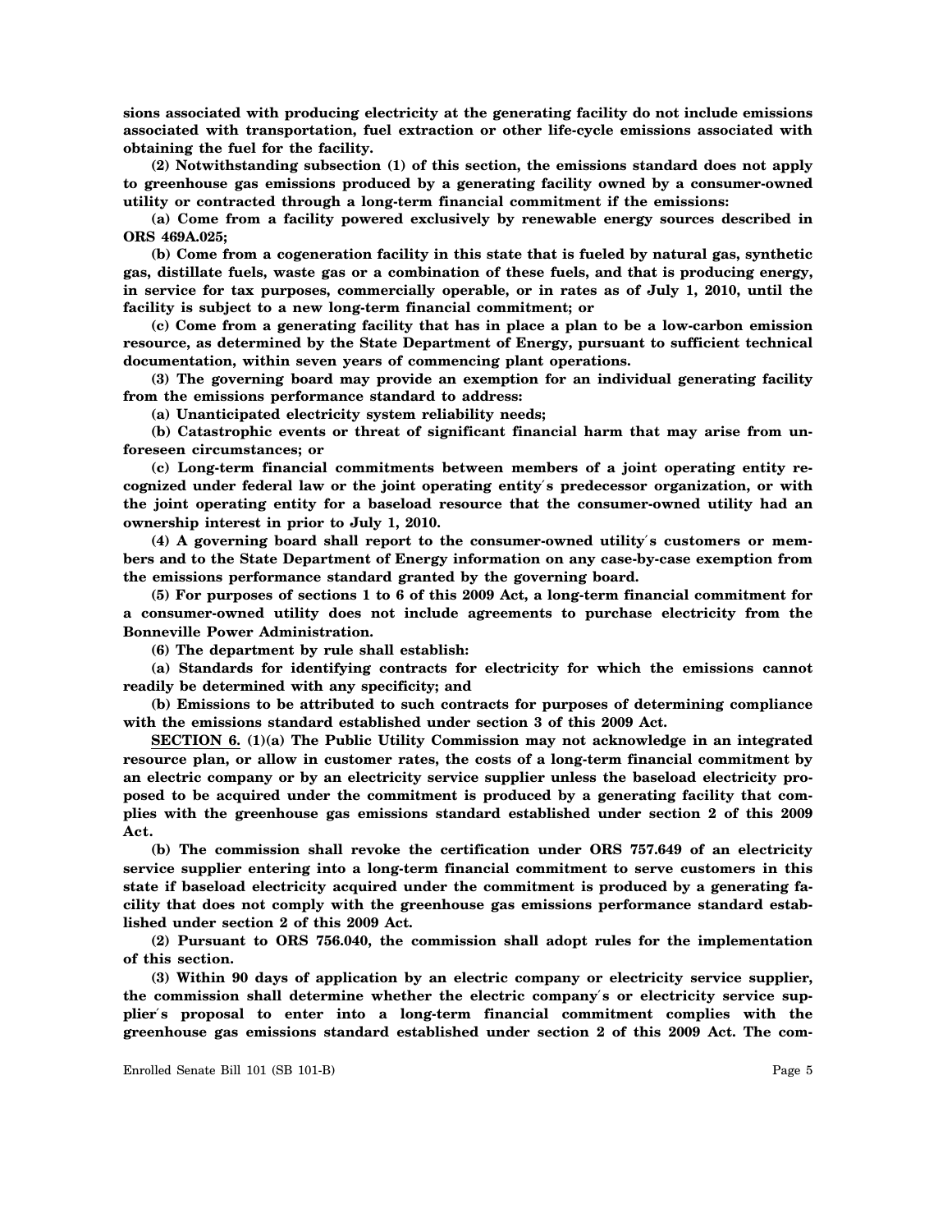**sions associated with producing electricity at the generating facility do not include emissions associated with transportation, fuel extraction or other life-cycle emissions associated with obtaining the fuel for the facility.**

**(2) Notwithstanding subsection (1) of this section, the emissions standard does not apply to greenhouse gas emissions produced by a generating facility owned by a consumer-owned utility or contracted through a long-term financial commitment if the emissions:**

**(a) Come from a facility powered exclusively by renewable energy sources described in ORS 469A.025;**

**(b) Come from a cogeneration facility in this state that is fueled by natural gas, synthetic gas, distillate fuels, waste gas or a combination of these fuels, and that is producing energy, in service for tax purposes, commercially operable, or in rates as of July 1, 2010, until the facility is subject to a new long-term financial commitment; or**

**(c) Come from a generating facility that has in place a plan to be a low-carbon emission resource, as determined by the State Department of Energy, pursuant to sufficient technical documentation, within seven years of commencing plant operations.**

**(3) The governing board may provide an exemption for an individual generating facility from the emissions performance standard to address:**

**(a) Unanticipated electricity system reliability needs;**

**(b) Catastrophic events or threat of significant financial harm that may arise from unforeseen circumstances; or**

**(c) Long-term financial commitments between members of a joint operating entity recognized under federal law or the joint operating entity's predecessor organization, or with the joint operating entity for a baseload resource that the consumer-owned utility had an ownership interest in prior to July 1, 2010.**

**(4) A governing board shall report to the consumer-owned utility's customers or members and to the State Department of Energy information on any case-by-case exemption from the emissions performance standard granted by the governing board.**

**(5) For purposes of sections 1 to 6 of this 2009 Act, a long-term financial commitment for a consumer-owned utility does not include agreements to purchase electricity from the Bonneville Power Administration.**

**(6) The department by rule shall establish:**

**(a) Standards for identifying contracts for electricity for which the emissions cannot readily be determined with any specificity; and**

**(b) Emissions to be attributed to such contracts for purposes of determining compliance with the emissions standard established under section 3 of this 2009 Act.**

**SECTION 6. (1)(a) The Public Utility Commission may not acknowledge in an integrated resource plan, or allow in customer rates, the costs of a long-term financial commitment by an electric company or by an electricity service supplier unless the baseload electricity proposed to be acquired under the commitment is produced by a generating facility that complies with the greenhouse gas emissions standard established under section 2 of this 2009 Act.**

**(b) The commission shall revoke the certification under ORS 757.649 of an electricity service supplier entering into a long-term financial commitment to serve customers in this state if baseload electricity acquired under the commitment is produced by a generating facility that does not comply with the greenhouse gas emissions performance standard established under section 2 of this 2009 Act.**

**(2) Pursuant to ORS 756.040, the commission shall adopt rules for the implementation of this section.**

**(3) Within 90 days of application by an electric company or electricity service supplier, the commission shall determine whether the electric company's or electricity service supplier's proposal to enter into a long-term financial commitment complies with the greenhouse gas emissions standard established under section 2 of this 2009 Act. The com-**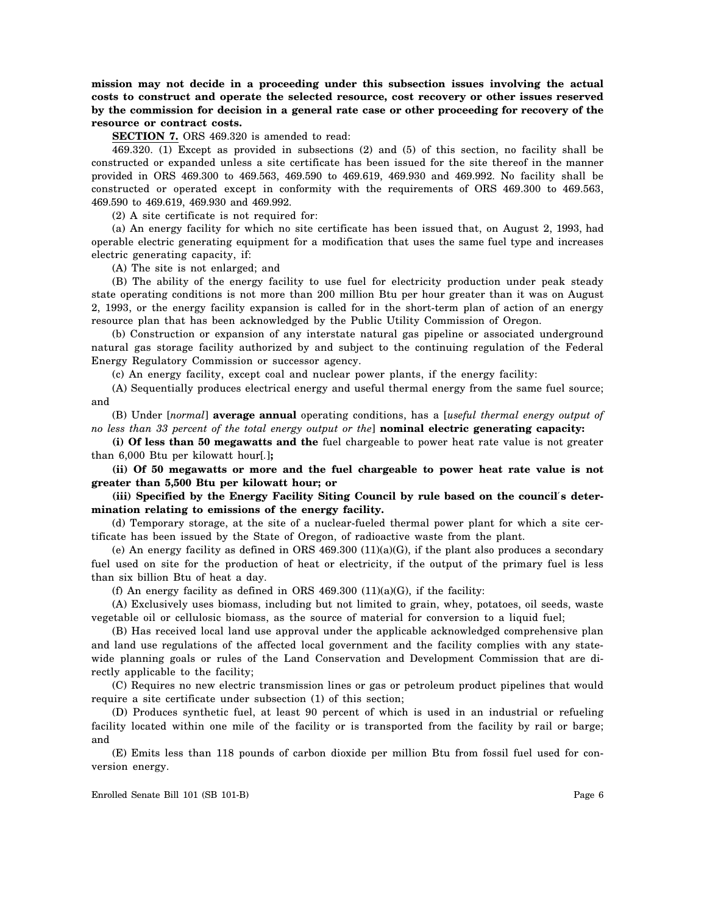**mission may not decide in a proceeding under this subsection issues involving the actual costs to construct and operate the selected resource, cost recovery or other issues reserved by the commission for decision in a general rate case or other proceeding for recovery of the resource or contract costs.**

**SECTION 7.** ORS 469.320 is amended to read:

469.320. (1) Except as provided in subsections (2) and (5) of this section, no facility shall be constructed or expanded unless a site certificate has been issued for the site thereof in the manner provided in ORS 469.300 to 469.563, 469.590 to 469.619, 469.930 and 469.992. No facility shall be constructed or operated except in conformity with the requirements of ORS 469.300 to 469.563, 469.590 to 469.619, 469.930 and 469.992.

(2) A site certificate is not required for:

(a) An energy facility for which no site certificate has been issued that, on August 2, 1993, had operable electric generating equipment for a modification that uses the same fuel type and increases electric generating capacity, if:

(A) The site is not enlarged; and

(B) The ability of the energy facility to use fuel for electricity production under peak steady state operating conditions is not more than 200 million Btu per hour greater than it was on August 2, 1993, or the energy facility expansion is called for in the short-term plan of action of an energy resource plan that has been acknowledged by the Public Utility Commission of Oregon.

(b) Construction or expansion of any interstate natural gas pipeline or associated underground natural gas storage facility authorized by and subject to the continuing regulation of the Federal Energy Regulatory Commission or successor agency.

(c) An energy facility, except coal and nuclear power plants, if the energy facility:

(A) Sequentially produces electrical energy and useful thermal energy from the same fuel source; and

(B) Under [*normal*] **average annual** operating conditions, has a [*useful thermal energy output of no less than 33 percent of the total energy output or the*] **nominal electric generating capacity:**

**(i) Of less than 50 megawatts and the** fuel chargeable to power heat rate value is not greater than 6,000 Btu per kilowatt hour[.]**;**

**(ii) Of 50 megawatts or more and the fuel chargeable to power heat rate value is not greater than 5,500 Btu per kilowatt hour; or**

**(iii) Specified by the Energy Facility Siting Council by rule based on the council's determination relating to emissions of the energy facility.**

(d) Temporary storage, at the site of a nuclear-fueled thermal power plant for which a site certificate has been issued by the State of Oregon, of radioactive waste from the plant.

(e) An energy facility as defined in ORS 469.300 (11)(a)(G), if the plant also produces a secondary fuel used on site for the production of heat or electricity, if the output of the primary fuel is less than six billion Btu of heat a day.

(f) An energy facility as defined in ORS 469.300 (11)(a)(G), if the facility:

(A) Exclusively uses biomass, including but not limited to grain, whey, potatoes, oil seeds, waste vegetable oil or cellulosic biomass, as the source of material for conversion to a liquid fuel;

(B) Has received local land use approval under the applicable acknowledged comprehensive plan and land use regulations of the affected local government and the facility complies with any statewide planning goals or rules of the Land Conservation and Development Commission that are directly applicable to the facility;

(C) Requires no new electric transmission lines or gas or petroleum product pipelines that would require a site certificate under subsection (1) of this section;

(D) Produces synthetic fuel, at least 90 percent of which is used in an industrial or refueling facility located within one mile of the facility or is transported from the facility by rail or barge; and

(E) Emits less than 118 pounds of carbon dioxide per million Btu from fossil fuel used for conversion energy.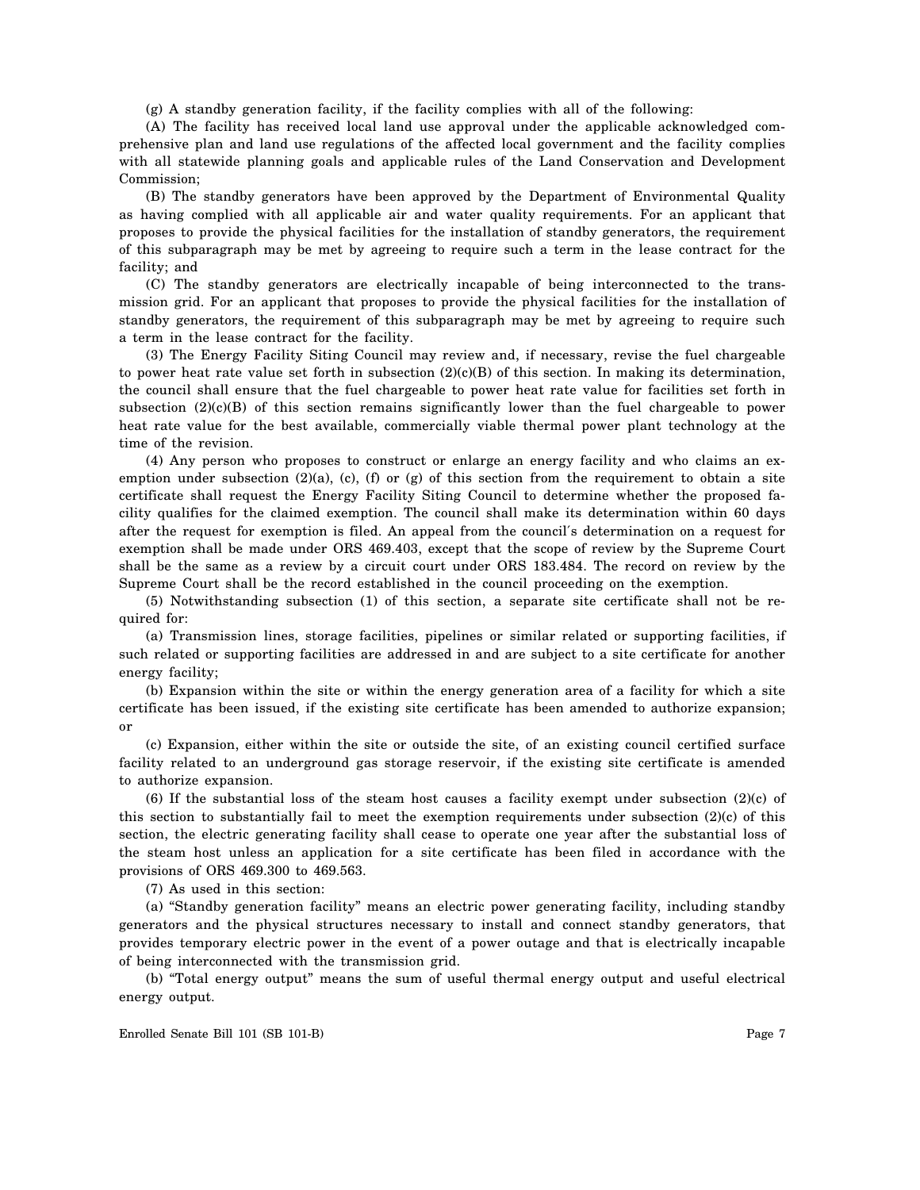(g) A standby generation facility, if the facility complies with all of the following:

(A) The facility has received local land use approval under the applicable acknowledged comprehensive plan and land use regulations of the affected local government and the facility complies with all statewide planning goals and applicable rules of the Land Conservation and Development Commission;

(B) The standby generators have been approved by the Department of Environmental Quality as having complied with all applicable air and water quality requirements. For an applicant that proposes to provide the physical facilities for the installation of standby generators, the requirement of this subparagraph may be met by agreeing to require such a term in the lease contract for the facility; and

(C) The standby generators are electrically incapable of being interconnected to the transmission grid. For an applicant that proposes to provide the physical facilities for the installation of standby generators, the requirement of this subparagraph may be met by agreeing to require such a term in the lease contract for the facility.

(3) The Energy Facility Siting Council may review and, if necessary, revise the fuel chargeable to power heat rate value set forth in subsection (2)(c)(B) of this section. In making its determination, the council shall ensure that the fuel chargeable to power heat rate value for facilities set forth in subsection (2)(c)(B) of this section remains significantly lower than the fuel chargeable to power heat rate value for the best available, commercially viable thermal power plant technology at the time of the revision.

(4) Any person who proposes to construct or enlarge an energy facility and who claims an exemption under subsection (2)(a), (c), (f) or (g) of this section from the requirement to obtain a site certificate shall request the Energy Facility Siting Council to determine whether the proposed facility qualifies for the claimed exemption. The council shall make its determination within 60 days after the request for exemption is filed. An appeal from the council's determination on a request for exemption shall be made under ORS 469.403, except that the scope of review by the Supreme Court shall be the same as a review by a circuit court under ORS 183.484. The record on review by the Supreme Court shall be the record established in the council proceeding on the exemption.

(5) Notwithstanding subsection (1) of this section, a separate site certificate shall not be required for:

(a) Transmission lines, storage facilities, pipelines or similar related or supporting facilities, if such related or supporting facilities are addressed in and are subject to a site certificate for another energy facility;

(b) Expansion within the site or within the energy generation area of a facility for which a site certificate has been issued, if the existing site certificate has been amended to authorize expansion; or

(c) Expansion, either within the site or outside the site, of an existing council certified surface facility related to an underground gas storage reservoir, if the existing site certificate is amended to authorize expansion.

(6) If the substantial loss of the steam host causes a facility exempt under subsection (2)(c) of this section to substantially fail to meet the exemption requirements under subsection (2)(c) of this section, the electric generating facility shall cease to operate one year after the substantial loss of the steam host unless an application for a site certificate has been filed in accordance with the provisions of ORS 469.300 to 469.563.

(7) As used in this section:

(a) "Standby generation facility" means an electric power generating facility, including standby generators and the physical structures necessary to install and connect standby generators, that provides temporary electric power in the event of a power outage and that is electrically incapable of being interconnected with the transmission grid.

(b) "Total energy output" means the sum of useful thermal energy output and useful electrical energy output.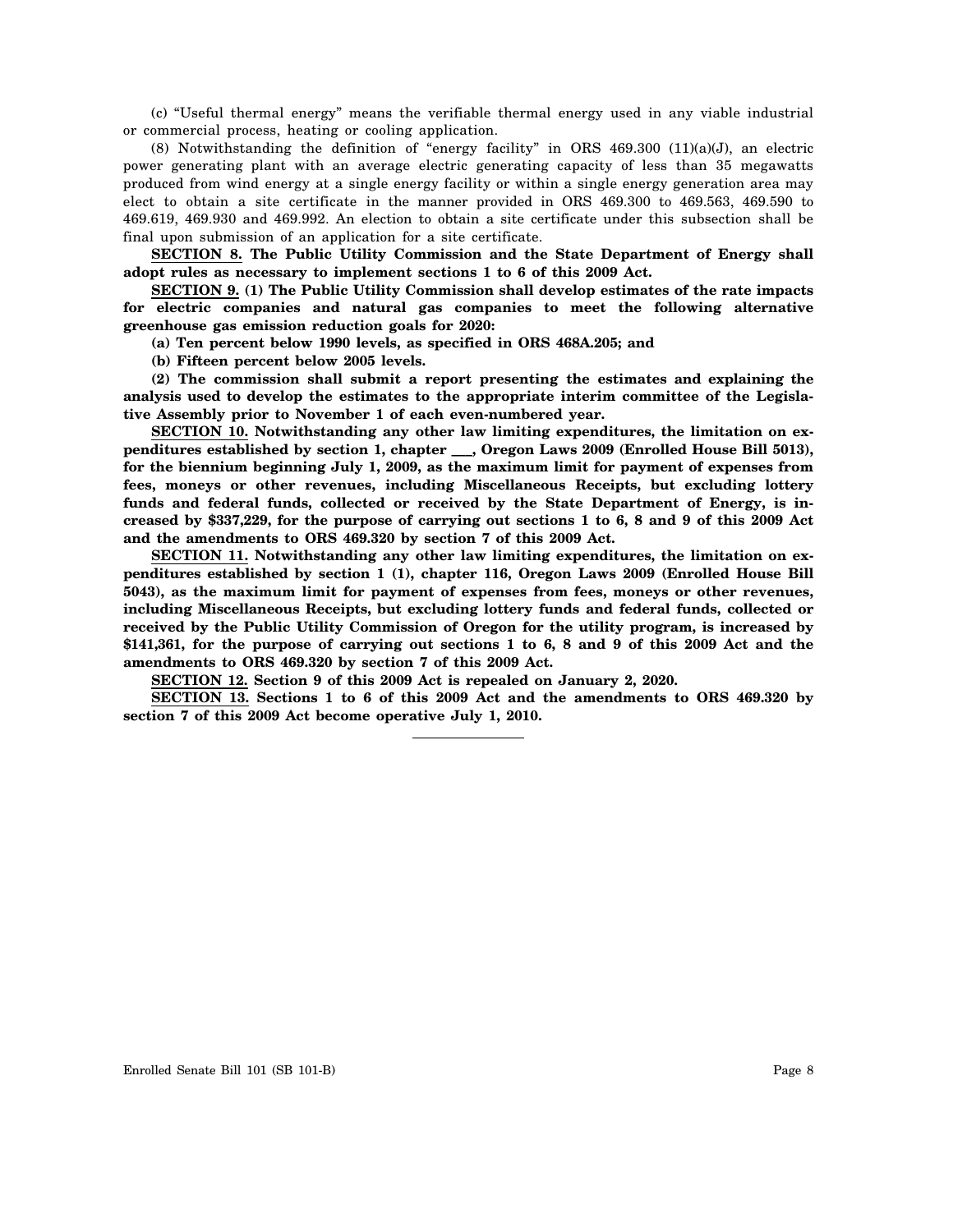(c) "Useful thermal energy" means the verifiable thermal energy used in any viable industrial or commercial process, heating or cooling application.

(8) Notwithstanding the definition of "energy facility" in ORS 469.300 (11)(a)(J), an electric power generating plant with an average electric generating capacity of less than 35 megawatts produced from wind energy at a single energy facility or within a single energy generation area may elect to obtain a site certificate in the manner provided in ORS 469.300 to 469.563, 469.590 to 469.619, 469.930 and 469.992. An election to obtain a site certificate under this subsection shall be final upon submission of an application for a site certificate.

**SECTION 8. The Public Utility Commission and the State Department of Energy shall adopt rules as necessary to implement sections 1 to 6 of this 2009 Act.**

**SECTION 9. (1) The Public Utility Commission shall develop estimates of the rate impacts for electric companies and natural gas companies to meet the following alternative greenhouse gas emission reduction goals for 2020:**

**(a) Ten percent below 1990 levels, as specified in ORS 468A.205; and**

**(b) Fifteen percent below 2005 levels.**

**(2) The commission shall submit a report presenting the estimates and explaining the analysis used to develop the estimates to the appropriate interim committee of the Legislative Assembly prior to November 1 of each even-numbered year.**

**SECTION 10. Notwithstanding any other law limiting expenditures, the limitation on expenditures established by section 1, chapter ___, Oregon Laws 2009 (Enrolled House Bill 5013), for the biennium beginning July 1, 2009, as the maximum limit for payment of expenses from fees, moneys or other revenues, including Miscellaneous Receipts, but excluding lottery funds and federal funds, collected or received by the State Department of Energy, is increased by $337,229, for the purpose of carrying out sections 1 to 6, 8 and 9 of this 2009 Act and the amendments to ORS 469.320 by section 7 of this 2009 Act.**

**SECTION 11. Notwithstanding any other law limiting expenditures, the limitation on expenditures established by section 1 (1), chapter 116, Oregon Laws 2009 (Enrolled House Bill 5043), as the maximum limit for payment of expenses from fees, moneys or other revenues, including Miscellaneous Receipts, but excluding lottery funds and federal funds, collected or received by the Public Utility Commission of Oregon for the utility program, is increased by $141,361, for the purpose of carrying out sections 1 to 6, 8 and 9 of this 2009 Act and the amendments to ORS 469.320 by section 7 of this 2009 Act.**

**SECTION 12. Section 9 of this 2009 Act is repealed on January 2, 2020.**

**SECTION 13. Sections 1 to 6 of this 2009 Act and the amendments to ORS 469.320 by section 7 of this 2009 Act become operative July 1, 2010.**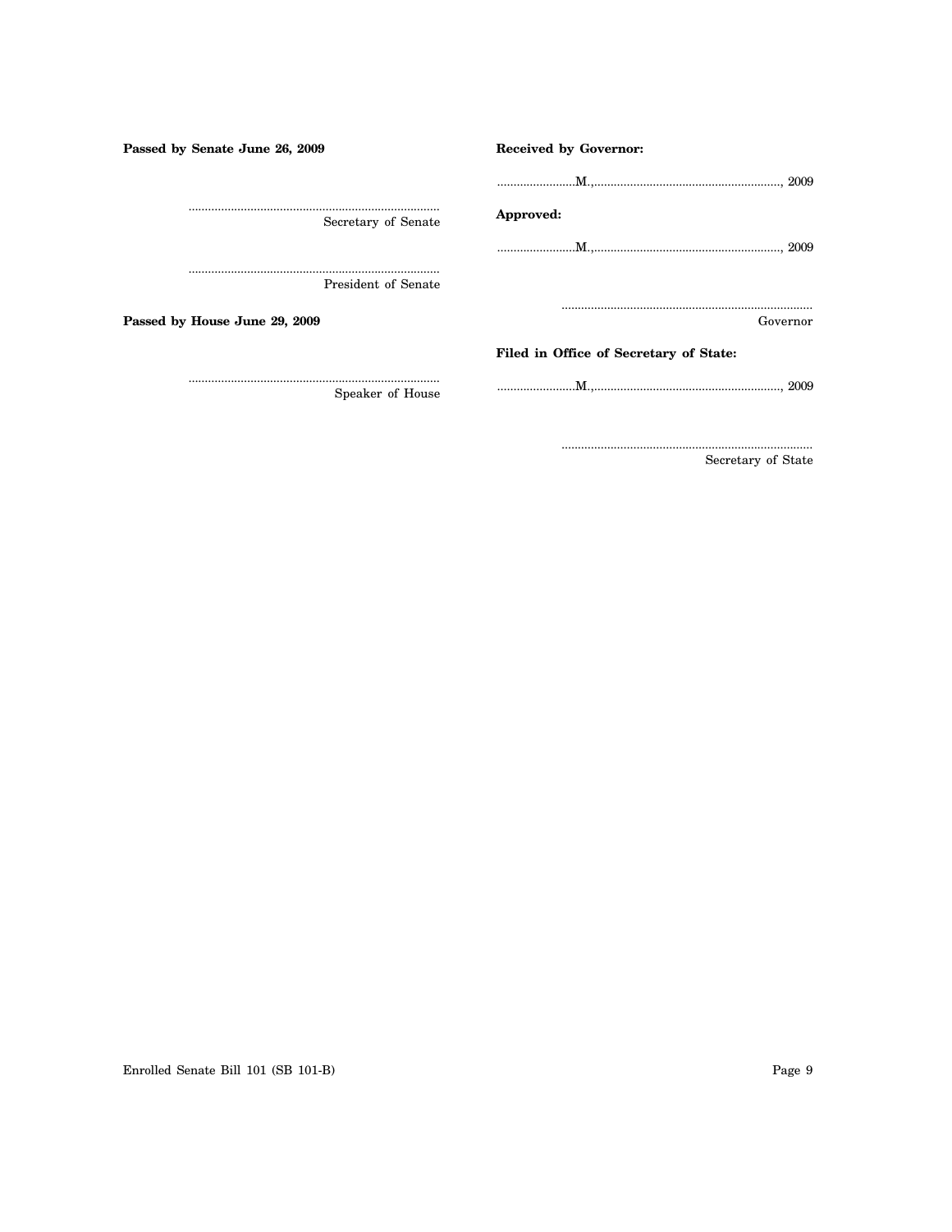**Passed by Senate June 26, 2009**

............................................................................
Secretary of Senate

............................................................................
President of Senate

**Passed by House June 29, 2009**

............................................................................
Speaker of House

**Received by Governor:**

........................M.,.........................................................., 2009

**Approved:**

........................M.,.........................................................., 2009

............................................................................
Governor

**Filed in Office of Secretary of State:**

........................M.,.........................................................., 2009

............................................................................
Secretary of State